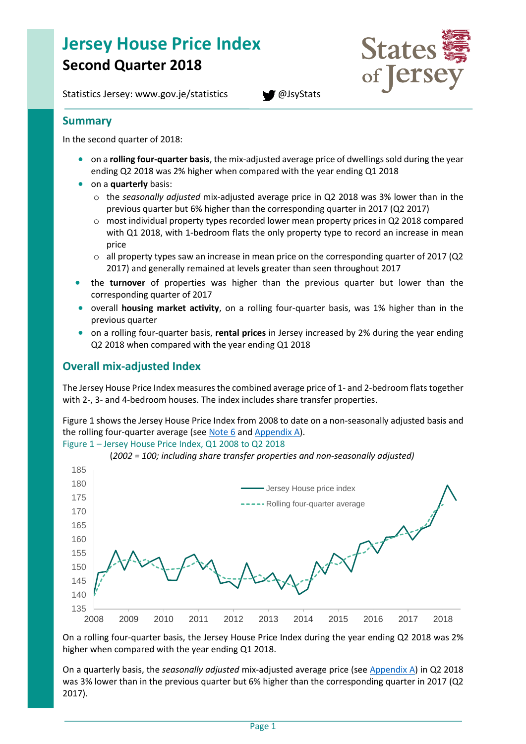# Jersey House Price Index

## Second Quarter 2018

Statistics Jersey: www.gov.je/statistics @JsyStats

## Summary

In the second quarter of 2018:

- on a **rolling four-quarter basis**, the mix-adjusted average price of dwellings sold during the year ending Q2 2018 was 2% higher when compared with the year ending Q1 2018
- on a **quarterly** basis:
  - the *seasonally adjusted* mix-adjusted average price in Q2 2018 was 3% lower than in the previous quarter but 6% higher than the corresponding quarter in 2017 (Q2 2017)
  - most individual property types recorded lower mean property prices in Q2 2018 compared with Q1 2018, with 1-bedroom flats the only property type to record an increase in mean price
  - all property types saw an increase in mean price on the corresponding quarter of 2017 (Q2 2017) and generally remained at levels greater than seen throughout 2017
- the **turnover** of properties was higher than the previous quarter but lower than the corresponding quarter of 2017
- overall **housing market activity**, on a rolling four-quarter basis, was 1% higher than in the previous quarter
- on a rolling four-quarter basis, **rental prices** in Jersey increased by 2% during the year ending Q2 2018 when compared with the year ending Q1 2018

## Overall mix-adjusted Index

The Jersey House Price Index measures the combined average price of 1- and 2-bedroom flats together with 2-, 3- and 4-bedroom houses. The index includes share transfer properties.

Figure 1 shows the Jersey House Price Index from 2008 to date on a non-seasonally adjusted basis and the rolling four-quarter average (see Note 6 and Appendix A).

Figure 1 – Jersey House Price Index, Q1 2008 to Q2 2018

*(2002 = 100; including share transfer properties and non-seasonally adjusted)*

On a rolling four-quarter basis, the Jersey House Price Index during the year ending Q2 2018 was 2% higher when compared with the year ending Q1 2018.

On a quarterly basis, the *seasonally adjusted* mix-adjusted average price (see Appendix A) in Q2 2018 was 3% lower than in the previous quarter but 6% higher than the corresponding quarter in 2017 (Q2 2017).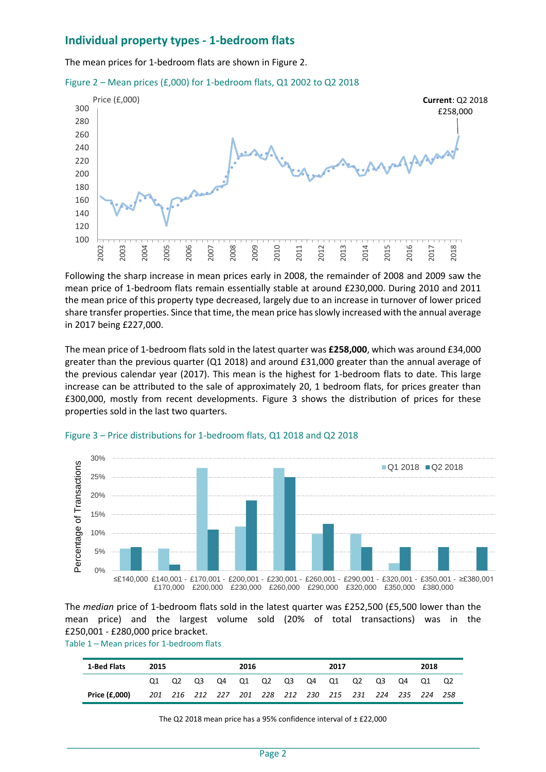## Individual property types - 1-bedroom flats

The mean prices for 1-bedroom flats are shown in Figure 2.

Figure 2 – Mean prices (£,000) for 1-bedroom flats, Q1 2002 to Q2 2018

Following the sharp increase in mean prices early in 2008, the remainder of 2008 and 2009 saw the mean price of 1-bedroom flats remain essentially stable at around £230,000. During 2010 and 2011 the mean price of this property type decreased, largely due to an increase in turnover of lower priced share transfer properties. Since that time, the mean price has slowly increased with the annual average in 2017 being £227,000.

The mean price of 1-bedroom flats sold in the latest quarter was **£258,000**, which was around £34,000 greater than the previous quarter (Q1 2018) and around £31,000 greater than the annual average of the previous calendar year (2017). This mean is the highest for 1-bedroom flats to date. This large increase can be attributed to the sale of approximately 20, 1 bedroom flats, for prices greater than £300,000, mostly from recent developments. Figure 3 shows the distribution of prices for these properties sold in the last two quarters.

Figure 3 – Price distributions for 1-bedroom flats, Q1 2018 and Q2 2018

The *median* price of 1-bedroom flats sold in the latest quarter was £252,500 (£5,500 lower than the mean price) and the largest volume sold (20% of total transactions) was in the £250,001 - £280,000 price bracket.

Table 1 – Mean prices for 1-bedroom flats

| 1-Bed Flats | 2015 | | | | 2016 | | | | 2017 | | | | 2018 | |
|---|---|---|---|---|---|---|---|---|---|---|---|---|---|---|
| | Q1 | Q2 | Q3 | Q4 | Q1 | Q2 | Q3 | Q4 | Q1 | Q2 | Q3 | Q4 | Q1 | Q2 |
| **Price (£,000)** | *201* | *216* | *212* | *227* | *201* | *228* | *212* | *230* | *215* | *231* | *224* | *235* | *224* | *258* |

The Q2 2018 mean price has a 95% confidence interval of ± £22,000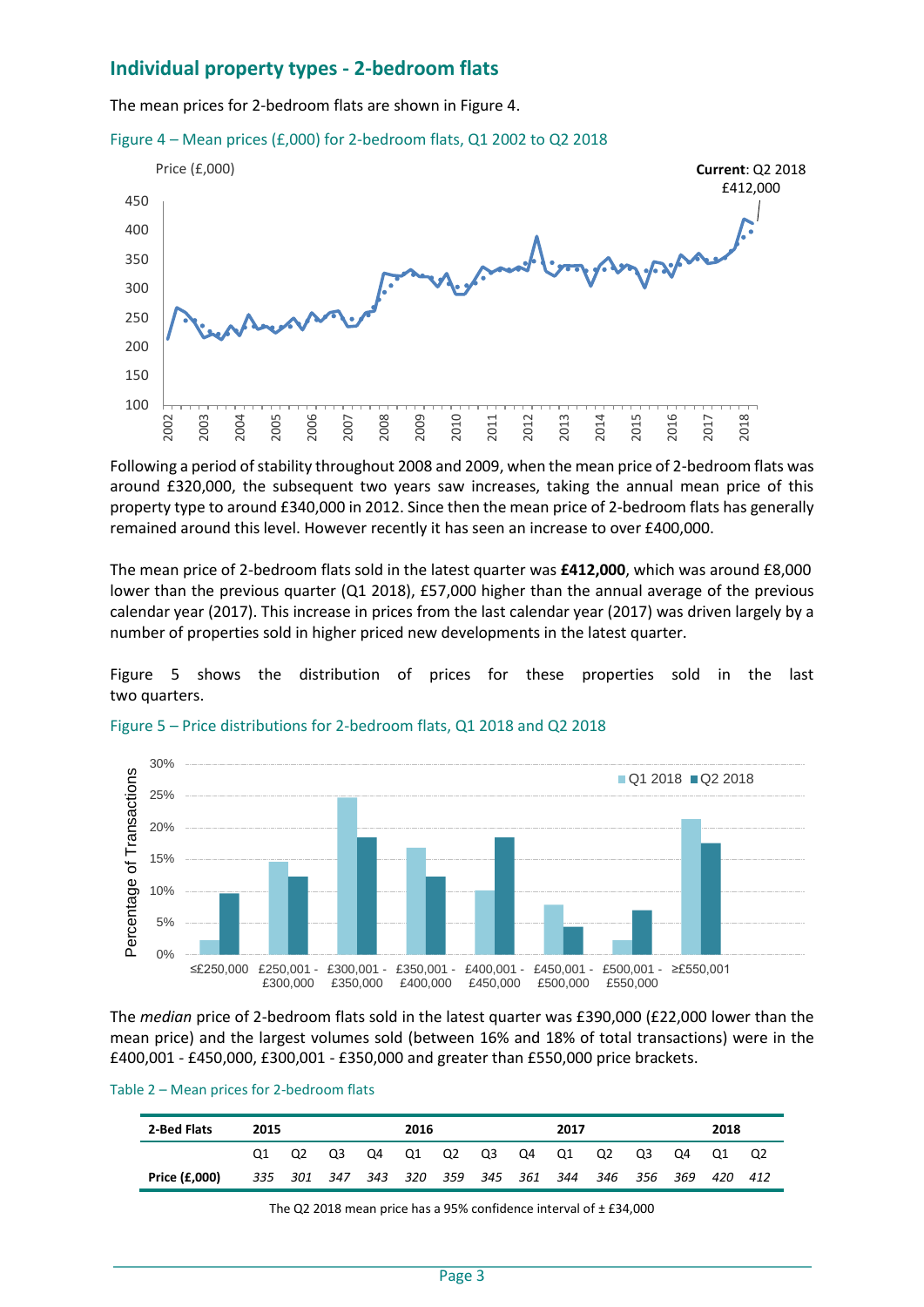## Individual property types - 2-bedroom flats

The mean prices for 2-bedroom flats are shown in Figure 4.

Figure 4 – Mean prices (£,000) for 2-bedroom flats, Q1 2002 to Q2 2018

Following a period of stability throughout 2008 and 2009, when the mean price of 2-bedroom flats was around £320,000, the subsequent two years saw increases, taking the annual mean price of this property type to around £340,000 in 2012. Since then the mean price of 2-bedroom flats has generally remained around this level. However recently it has seen an increase to over £400,000.

The mean price of 2-bedroom flats sold in the latest quarter was **£412,000**, which was around £8,000 lower than the previous quarter (Q1 2018), £57,000 higher than the annual average of the previous calendar year (2017). This increase in prices from the last calendar year (2017) was driven largely by a number of properties sold in higher priced new developments in the latest quarter.

Figure 5 shows the distribution of prices for these properties sold in the last two quarters.

Figure 5 – Price distributions for 2-bedroom flats, Q1 2018 and Q2 2018

The *median* price of 2-bedroom flats sold in the latest quarter was £390,000 (£22,000 lower than the mean price) and the largest volumes sold (between 16% and 18% of total transactions) were in the £400,001 - £450,000, £300,001 - £350,000 and greater than £550,000 price brackets.

Table 2 – Mean prices for 2-bedroom flats

| 2-Bed Flats | 2015 | | | | 2016 | | | | 2017 | | | | 2018 | |
|---|---|---|---|---|---|---|---|---|---|---|---|---|---|---|
| | Q1 | Q2 | Q3 | Q4 | Q1 | Q2 | Q3 | Q4 | Q1 | Q2 | Q3 | Q4 | Q1 | Q2 |
| **Price (£,000)** | *335* | *301* | *347* | *343* | *320* | *359* | *345* | *361* | *344* | *346* | *356* | *369* | *420* | *412* |

The Q2 2018 mean price has a 95% confidence interval of ± £34,000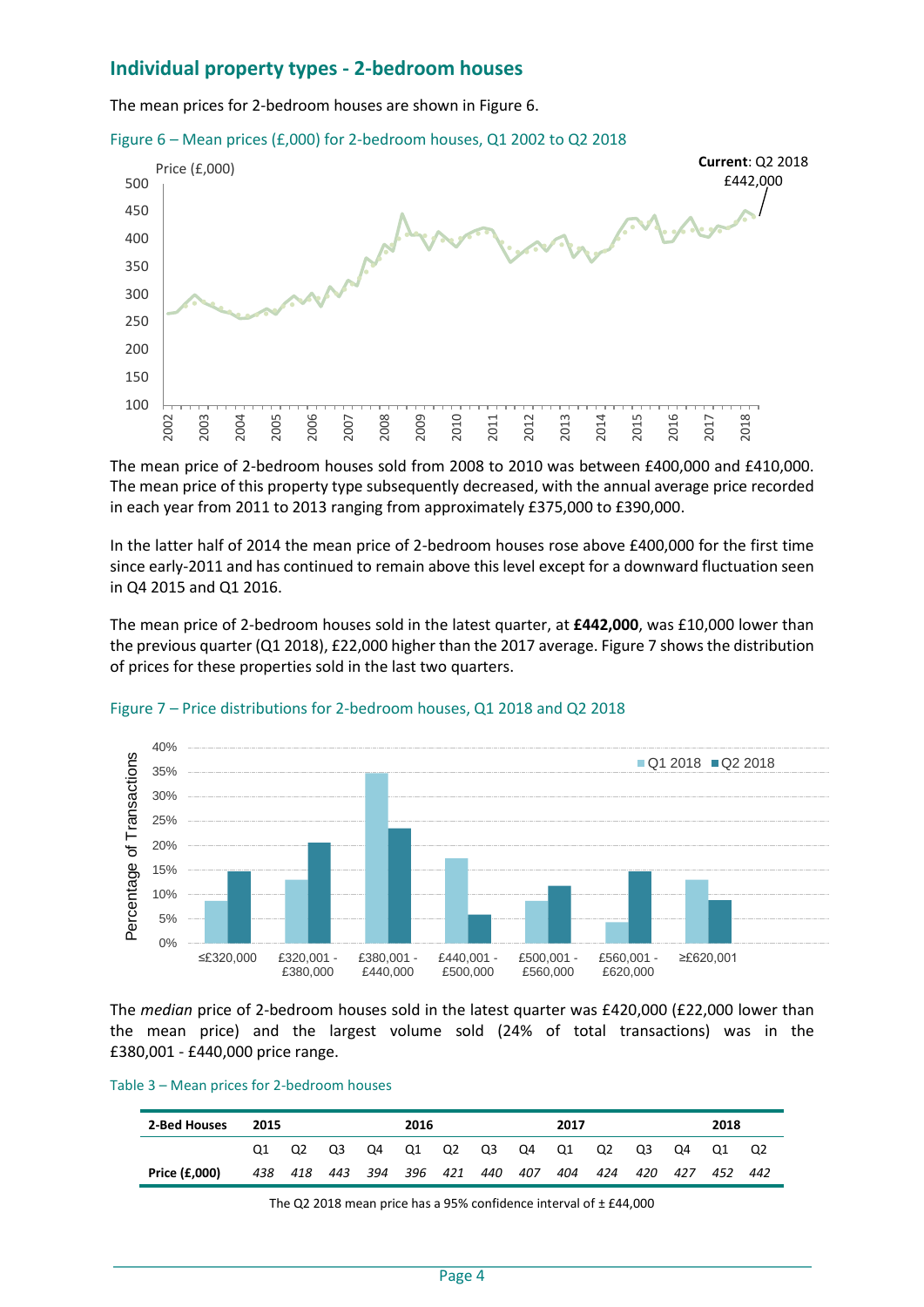## Individual property types - 2-bedroom houses

The mean prices for 2-bedroom houses are shown in Figure 6.

Figure 6 – Mean prices (£,000) for 2-bedroom houses, Q1 2002 to Q2 2018

The mean price of 2-bedroom houses sold from 2008 to 2010 was between £400,000 and £410,000. The mean price of this property type subsequently decreased, with the annual average price recorded in each year from 2011 to 2013 ranging from approximately £375,000 to £390,000.

In the latter half of 2014 the mean price of 2-bedroom houses rose above £400,000 for the first time since early-2011 and has continued to remain above this level except for a downward fluctuation seen in Q4 2015 and Q1 2016.

The mean price of 2-bedroom houses sold in the latest quarter, at **£442,000**, was £10,000 lower than the previous quarter (Q1 2018), £22,000 higher than the 2017 average. Figure 7 shows the distribution of prices for these properties sold in the last two quarters.

Figure 7 – Price distributions for 2-bedroom houses, Q1 2018 and Q2 2018

The *median* price of 2-bedroom houses sold in the latest quarter was £420,000 (£22,000 lower than the mean price) and the largest volume sold (24% of total transactions) was in the £380,001 - £440,000 price range.

Table 3 – Mean prices for 2-bedroom houses

| 2-Bed Houses | 2015 | | | | 2016 | | | | 2017 | | | | 2018 | |
|---|---|---|---|---|---|---|---|---|---|---|---|---|---|---|
| | Q1 | Q2 | Q3 | Q4 | Q1 | Q2 | Q3 | Q4 | Q1 | Q2 | Q3 | Q4 | Q1 | Q2 |
| **Price (£,000)** | *438* | *418* | *443* | *394* | *396* | *421* | *440* | *407* | *404* | *424* | *420* | *427* | *452* | *442* |

The Q2 2018 mean price has a 95% confidence interval of ± £44,000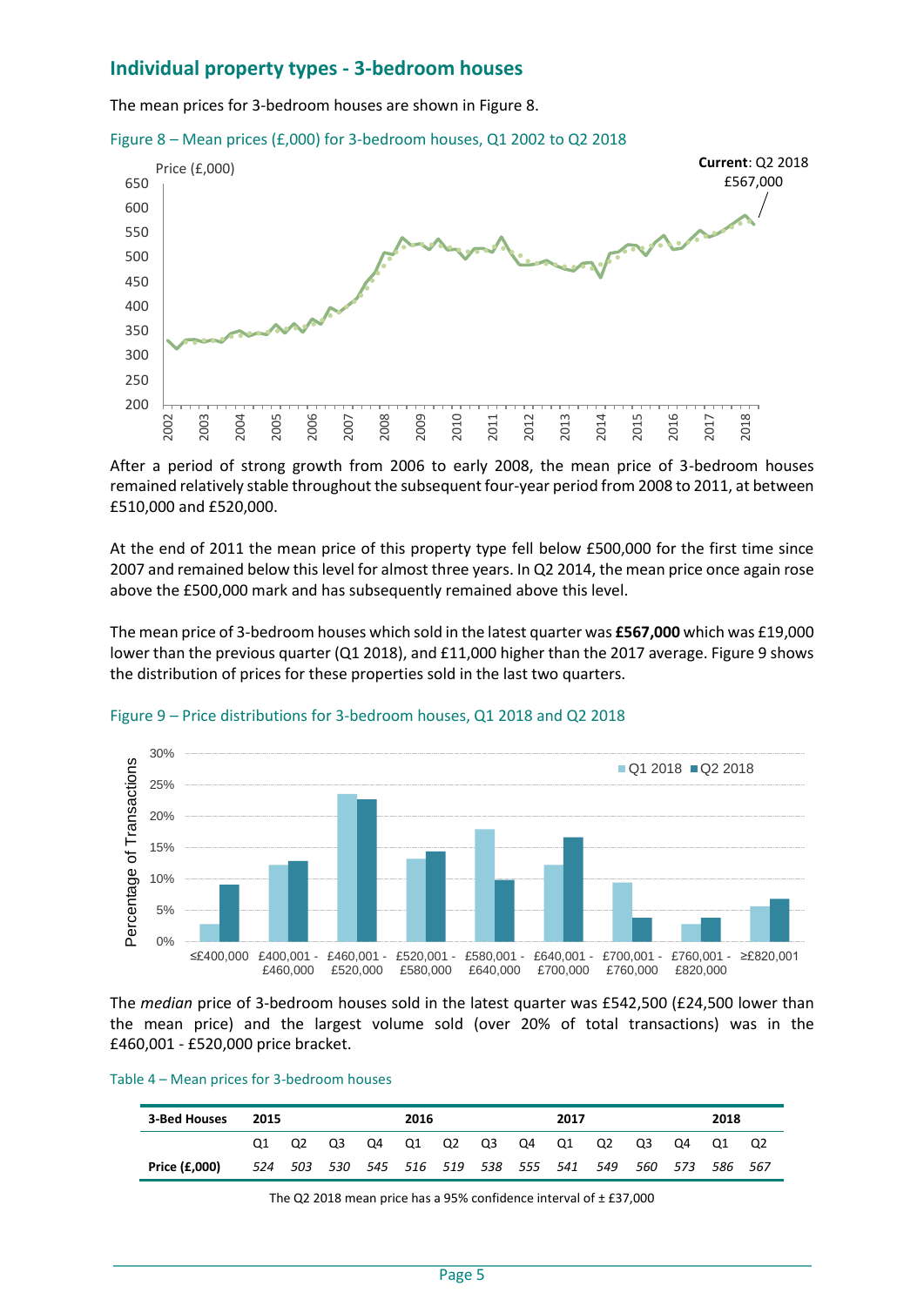## Individual property types - 3-bedroom houses

The mean prices for 3-bedroom houses are shown in Figure 8.

Figure 8 – Mean prices (£,000) for 3-bedroom houses, Q1 2002 to Q2 2018

After a period of strong growth from 2006 to early 2008, the mean price of 3-bedroom houses remained relatively stable throughout the subsequent four-year period from 2008 to 2011, at between £510,000 and £520,000.

At the end of 2011 the mean price of this property type fell below £500,000 for the first time since 2007 and remained below this level for almost three years. In Q2 2014, the mean price once again rose above the £500,000 mark and has subsequently remained above this level.

The mean price of 3-bedroom houses which sold in the latest quarter was **£567,000** which was £19,000 lower than the previous quarter (Q1 2018), and £11,000 higher than the 2017 average. Figure 9 shows the distribution of prices for these properties sold in the last two quarters.

Figure 9 – Price distributions for 3-bedroom houses, Q1 2018 and Q2 2018

The *median* price of 3-bedroom houses sold in the latest quarter was £542,500 (£24,500 lower than the mean price) and the largest volume sold (over 20% of total transactions) was in the £460,001 - £520,000 price bracket.

Table 4 – Mean prices for 3-bedroom houses

| 3-Bed Houses | 2015 | | | | 2016 | | | | 2017 | | | | 2018 | |
|---|---|---|---|---|---|---|---|---|---|---|---|---|---|---|
| | Q1 | Q2 | Q3 | Q4 | Q1 | Q2 | Q3 | Q4 | Q1 | Q2 | Q3 | Q4 | Q1 | Q2 |
| **Price (£,000)** | *524* | *503* | *530* | *545* | *516* | *519* | *538* | *555* | *541* | *549* | *560* | *573* | *586* | *567* |

The Q2 2018 mean price has a 95% confidence interval of ± £37,000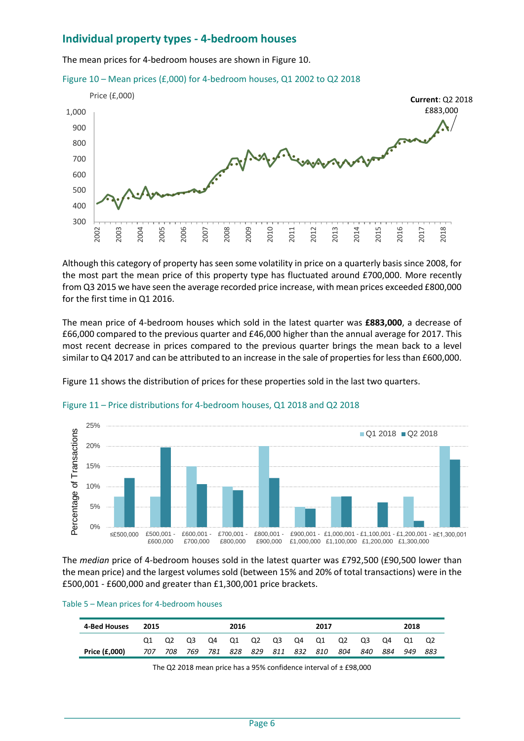## Individual property types - 4-bedroom houses

The mean prices for 4-bedroom houses are shown in Figure 10.

Figure 10 – Mean prices (£,000) for 4-bedroom houses, Q1 2002 to Q2 2018

Although this category of property has seen some volatility in price on a quarterly basis since 2008, for the most part the mean price of this property type has fluctuated around £700,000. More recently from Q3 2015 we have seen the average recorded price increase, with mean prices exceeded £800,000 for the first time in Q1 2016.

The mean price of 4-bedroom houses which sold in the latest quarter was **£883,000**, a decrease of £66,000 compared to the previous quarter and £46,000 higher than the annual average for 2017. This most recent decrease in prices compared to the previous quarter brings the mean back to a level similar to Q4 2017 and can be attributed to an increase in the sale of properties for less than £600,000.

Figure 11 shows the distribution of prices for these properties sold in the last two quarters.

Figure 11 – Price distributions for 4-bedroom houses, Q1 2018 and Q2 2018

The *median* price of 4-bedroom houses sold in the latest quarter was £792,500 (£90,500 lower than the mean price) and the largest volumes sold (between 15% and 20% of total transactions) were in the £500,001 - £600,000 and greater than £1,300,001 price brackets.

Table 5 – Mean prices for 4-bedroom houses

| 4-Bed Houses | 2015 | | | | 2016 | | | | 2017 | | | | 2018 | |
|---|---|---|---|---|---|---|---|---|---|---|---|---|---|---|
| | Q1 | Q2 | Q3 | Q4 | Q1 | Q2 | Q3 | Q4 | Q1 | Q2 | Q3 | Q4 | Q1 | Q2 |
| **Price (£,000)** | *707* | *708* | *769* | *781* | *828* | *829* | *811* | *832* | *810* | *804* | *840* | *884* | *949* | *883* |

The Q2 2018 mean price has a 95% confidence interval of ± £98,000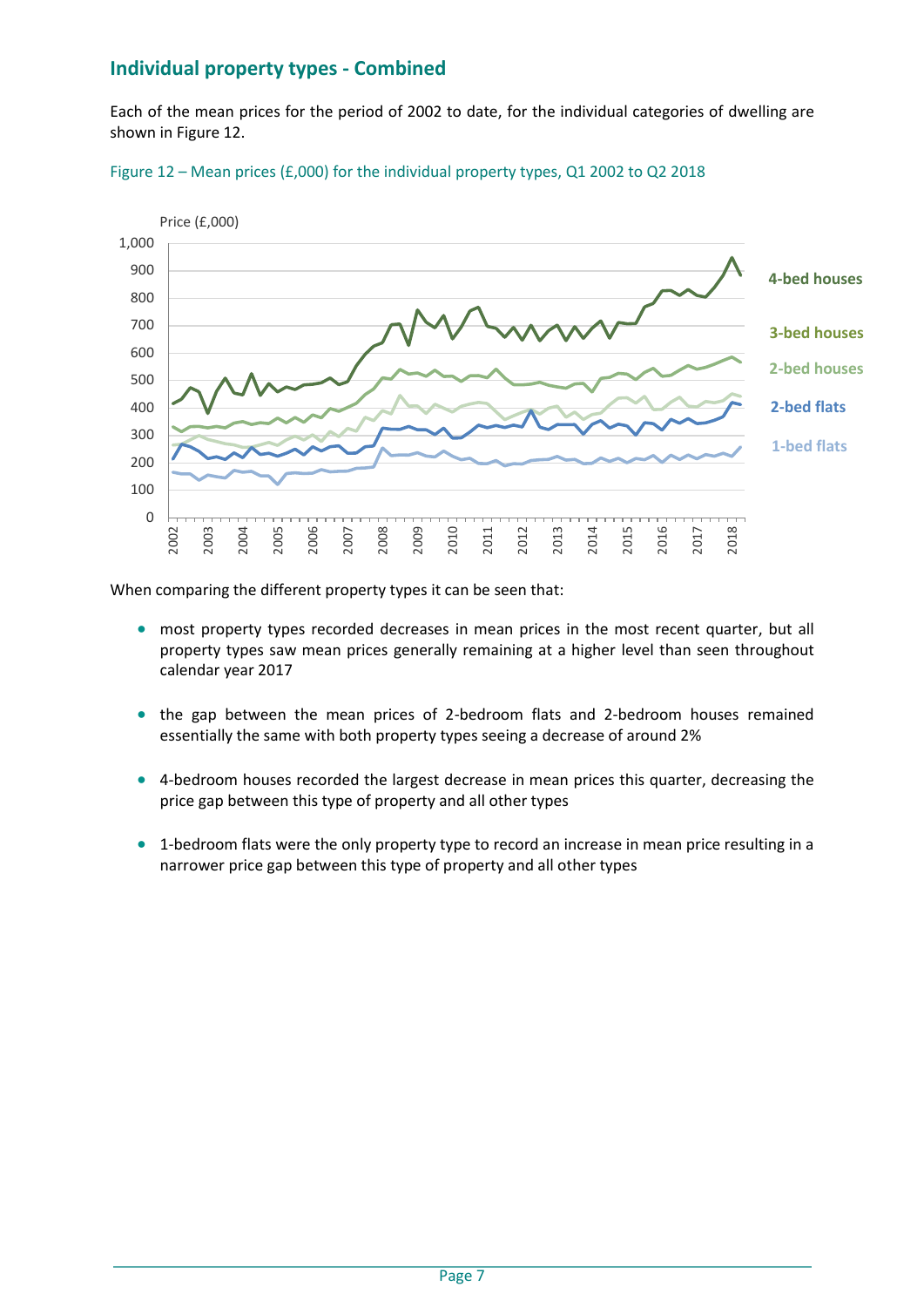## Individual property types - Combined

Each of the mean prices for the period of 2002 to date, for the individual categories of dwelling are shown in Figure 12.

Figure 12 – Mean prices (£,000) for the individual property types, Q1 2002 to Q2 2018

When comparing the different property types it can be seen that:

- most property types recorded decreases in mean prices in the most recent quarter, but all property types saw mean prices generally remaining at a higher level than seen throughout calendar year 2017
- the gap between the mean prices of 2-bedroom flats and 2-bedroom houses remained essentially the same with both property types seeing a decrease of around 2%
- 4-bedroom houses recorded the largest decrease in mean prices this quarter, decreasing the price gap between this type of property and all other types
- 1-bedroom flats were the only property type to record an increase in mean price resulting in a narrower price gap between this type of property and all other types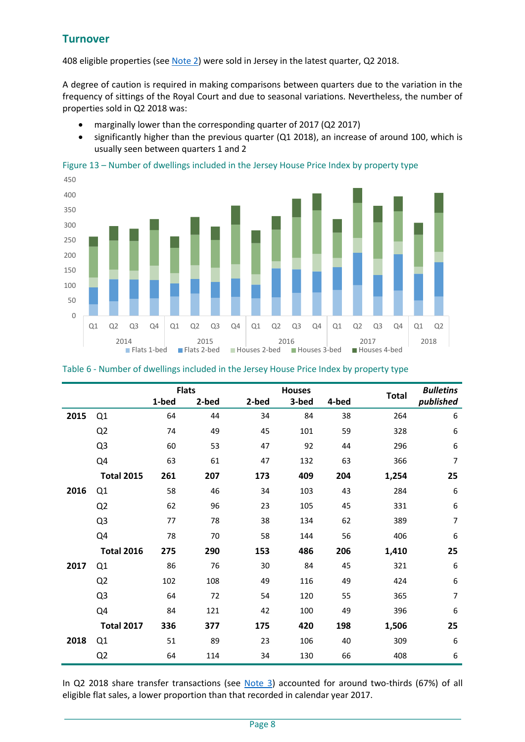## Turnover

408 eligible properties (see Note 2) were sold in Jersey in the latest quarter, Q2 2018.

A degree of caution is required in making comparisons between quarters due to the variation in the frequency of sittings of the Royal Court and due to seasonal variations. Nevertheless, the number of properties sold in Q2 2018 was:

- marginally lower than the corresponding quarter of 2017 (Q2 2017)
- significantly higher than the previous quarter (Q1 2018), an increase of around 100, which is usually seen between quarters 1 and 2

Figure 13 – Number of dwellings included in the Jersey House Price Index by property type

Table 6 - Number of dwellings included in the Jersey House Price Index by property type

| | | Flats | | Houses | | | Total | *Bulletins* |
|---|---|---|---|---|---|---|---|---|
| | | 1-bed | 2-bed | 2-bed | 3-bed | 4-bed | | ***published*** |
| **2015** | Q1 | 64 | 44 | 34 | 84 | 38 | 264 | 6 |
| | Q2 | 74 | 49 | 45 | 101 | 59 | 328 | 6 |
| | Q3 | 60 | 53 | 47 | 92 | 44 | 296 | 6 |
| | Q4 | 63 | 61 | 47 | 132 | 63 | 366 | 7 |
| | **Total 2015** | **261** | **207** | **173** | **409** | **204** | **1,254** | **25** |
| **2016** | Q1 | 58 | 46 | 34 | 103 | 43 | 284 | 6 |
| | Q2 | 62 | 96 | 23 | 105 | 45 | 331 | 6 |
| | Q3 | 77 | 78 | 38 | 134 | 62 | 389 | 7 |
| | Q4 | 78 | 70 | 58 | 144 | 56 | 406 | 6 |
| | **Total 2016** | **275** | **290** | **153** | **486** | **206** | **1,410** | **25** |
| **2017** | Q1 | 86 | 76 | 30 | 84 | 45 | 321 | 6 |
| | Q2 | 102 | 108 | 49 | 116 | 49 | 424 | 6 |
| | Q3 | 64 | 72 | 54 | 120 | 55 | 365 | 7 |
| | Q4 | 84 | 121 | 42 | 100 | 49 | 396 | 6 |
| | **Total 2017** | **336** | **377** | **175** | **420** | **198** | **1,506** | **25** |
| **2018** | Q1 | 51 | 89 | 23 | 106 | 40 | 309 | 6 |
| | Q2 | 64 | 114 | 34 | 130 | 66 | 408 | 6 |

In Q2 2018 share transfer transactions (see Note 3) accounted for around two-thirds (67%) of all eligible flat sales, a lower proportion than that recorded in calendar year 2017.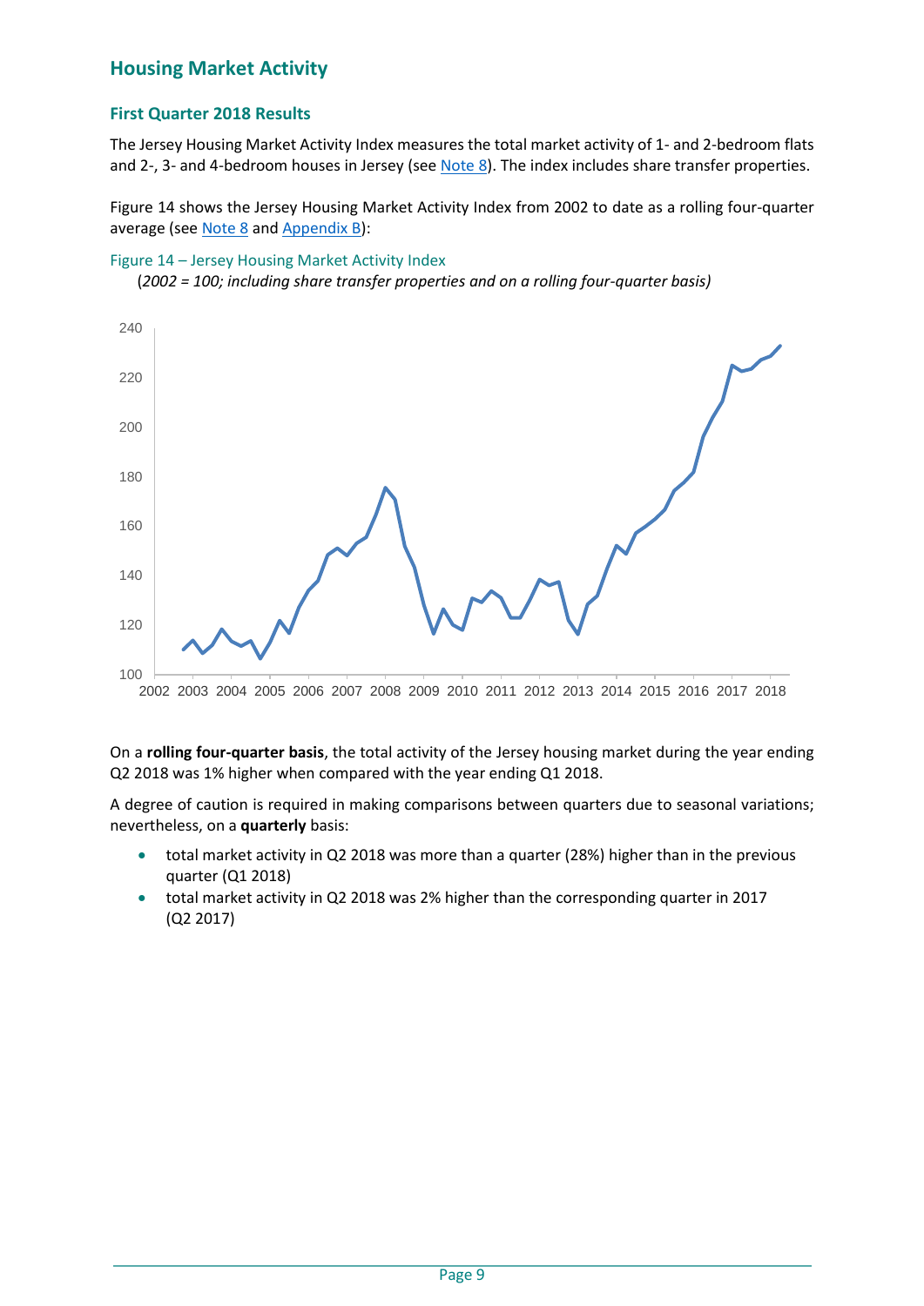## Housing Market Activity

### First Quarter 2018 Results

The Jersey Housing Market Activity Index measures the total market activity of 1- and 2-bedroom flats and 2-, 3- and 4-bedroom houses in Jersey (see Note 8). The index includes share transfer properties.

Figure 14 shows the Jersey Housing Market Activity Index from 2002 to date as a rolling four-quarter average (see Note 8 and Appendix B):

Figure 14 – Jersey Housing Market Activity Index
(*2002 = 100; including share transfer properties and on a rolling four-quarter basis)*

On a **rolling four-quarter basis**, the total activity of the Jersey housing market during the year ending Q2 2018 was 1% higher when compared with the year ending Q1 2018.

A degree of caution is required in making comparisons between quarters due to seasonal variations; nevertheless, on a **quarterly** basis:

- total market activity in Q2 2018 was more than a quarter (28%) higher than in the previous quarter (Q1 2018)
- total market activity in Q2 2018 was 2% higher than the corresponding quarter in 2017 (Q2 2017)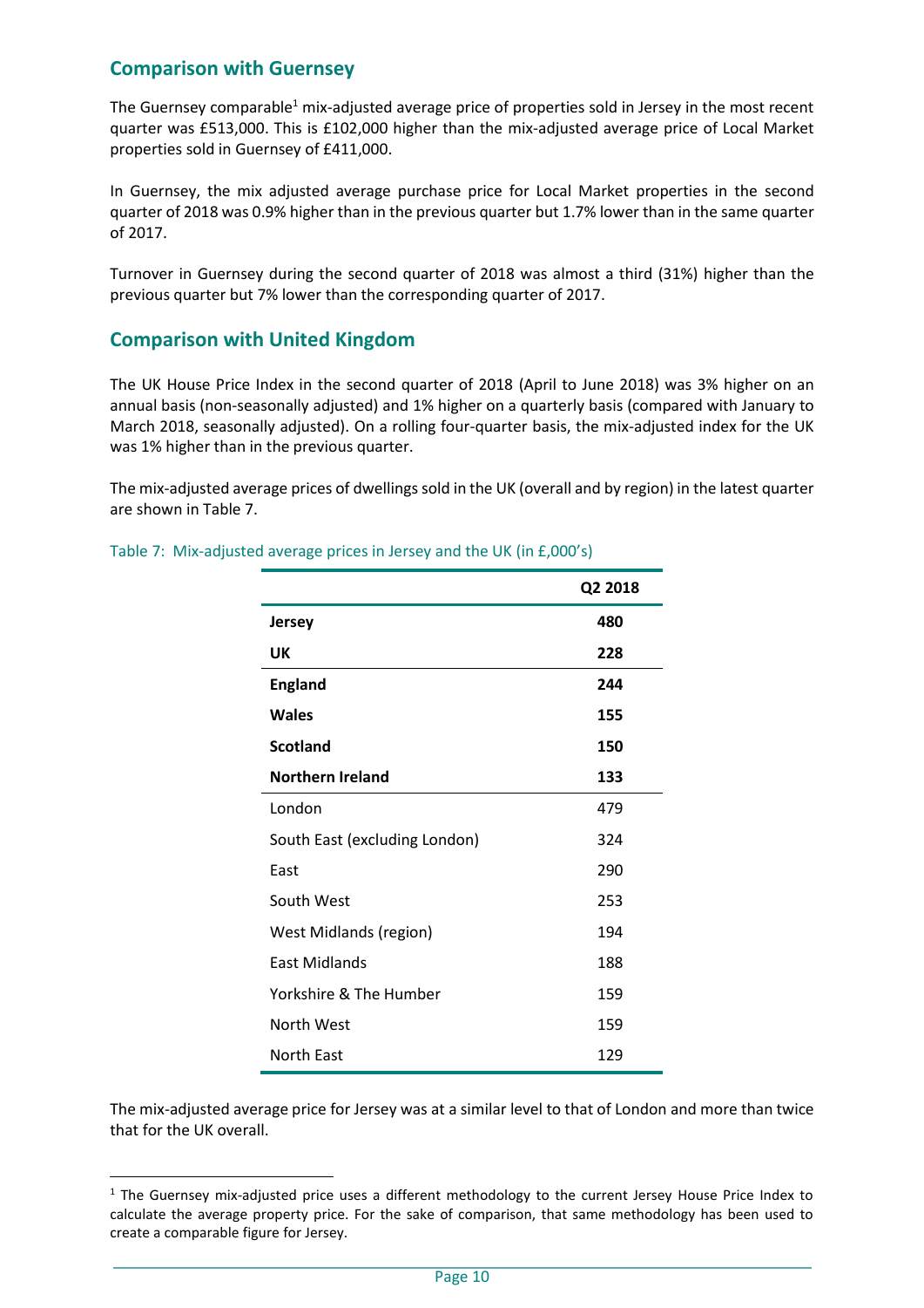## Comparison with Guernsey

The Guernsey comparable[1] mix-adjusted average price of properties sold in Jersey in the most recent quarter was £513,000. This is £102,000 higher than the mix-adjusted average price of Local Market properties sold in Guernsey of £411,000.

In Guernsey, the mix adjusted average purchase price for Local Market properties in the second quarter of 2018 was 0.9% higher than in the previous quarter but 1.7% lower than in the same quarter of 2017.

Turnover in Guernsey during the second quarter of 2018 was almost a third (31%) higher than the previous quarter but 7% lower than the corresponding quarter of 2017.

## Comparison with United Kingdom

The UK House Price Index in the second quarter of 2018 (April to June 2018) was 3% higher on an annual basis (non-seasonally adjusted) and 1% higher on a quarterly basis (compared with January to March 2018, seasonally adjusted). On a rolling four-quarter basis, the mix-adjusted index for the UK was 1% higher than in the previous quarter.

The mix-adjusted average prices of dwellings sold in the UK (overall and by region) in the latest quarter are shown in Table 7.

Table 7: Mix-adjusted average prices in Jersey and the UK (in £,000's)

| | Q2 2018 |
|---|---|
| **Jersey** | **480** |
| **UK** | **228** |
| **England** | **244** |
| **Wales** | **155** |
| **Scotland** | **150** |
| **Northern Ireland** | **133** |
| London | 479 |
| South East (excluding London) | 324 |
| East | 290 |
| South West | 253 |
| West Midlands (region) | 194 |
| East Midlands | 188 |
| Yorkshire & The Humber | 159 |
| North West | 159 |
| North East | 129 |

The mix-adjusted average price for Jersey was at a similar level to that of London and more than twice that for the UK overall.

[1] The Guernsey mix-adjusted price uses a different methodology to the current Jersey House Price Index to calculate the average property price. For the sake of comparison, that same methodology has been used to create a comparable figure for Jersey.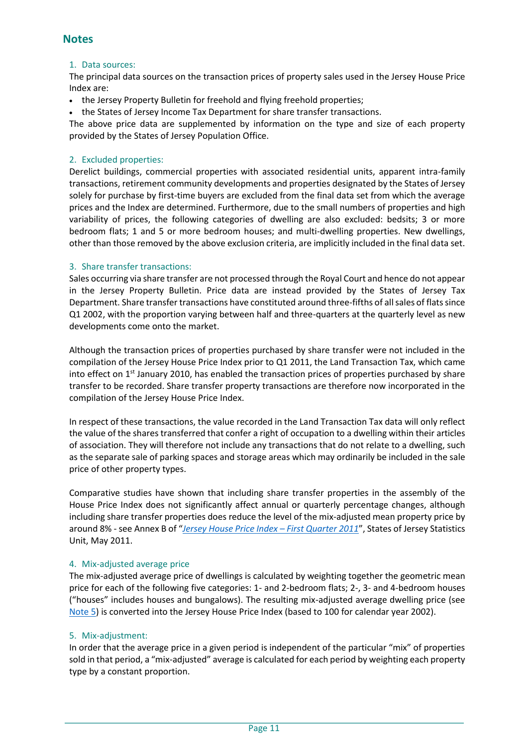## Notes

### 1. Data sources:

The principal data sources on the transaction prices of property sales used in the Jersey House Price Index are:

- the Jersey Property Bulletin for freehold and flying freehold properties;
- the States of Jersey Income Tax Department for share transfer transactions.

The above price data are supplemented by information on the type and size of each property provided by the States of Jersey Population Office.

### 2. Excluded properties:

Derelict buildings, commercial properties with associated residential units, apparent intra-family transactions, retirement community developments and properties designated by the States of Jersey solely for purchase by first-time buyers are excluded from the final data set from which the average prices and the Index are determined. Furthermore, due to the small numbers of properties and high variability of prices, the following categories of dwelling are also excluded: bedsits; 3 or more bedroom flats; 1 and 5 or more bedroom houses; and multi-dwelling properties. New dwellings, other than those removed by the above exclusion criteria, are implicitly included in the final data set.

### 3. Share transfer transactions:

Sales occurring via share transfer are not processed through the Royal Court and hence do not appear in the Jersey Property Bulletin. Price data are instead provided by the States of Jersey Tax Department. Share transfer transactions have constituted around three-fifths of all sales of flats since Q1 2002, with the proportion varying between half and three-quarters at the quarterly level as new developments come onto the market.

Although the transaction prices of properties purchased by share transfer were not included in the compilation of the Jersey House Price Index prior to Q1 2011, the Land Transaction Tax, which came into effect on 1st January 2010, has enabled the transaction prices of properties purchased by share transfer to be recorded. Share transfer property transactions are therefore now incorporated in the compilation of the Jersey House Price Index.

In respect of these transactions, the value recorded in the Land Transaction Tax data will only reflect the value of the shares transferred that confer a right of occupation to a dwelling within their articles of association. They will therefore not include any transactions that do not relate to a dwelling, such as the separate sale of parking spaces and storage areas which may ordinarily be included in the sale price of other property types.

Comparative studies have shown that including share transfer properties in the assembly of the House Price Index does not significantly affect annual or quarterly percentage changes, although including share transfer properties does reduce the level of the mix-adjusted mean property price by around 8% - see Annex B of "*Jersey House Price Index – First Quarter 2011*", States of Jersey Statistics Unit, May 2011.

### 4. Mix-adjusted average price

The mix-adjusted average price of dwellings is calculated by weighting together the geometric mean price for each of the following five categories: 1- and 2-bedroom flats; 2-, 3- and 4-bedroom houses ("houses" includes houses and bungalows). The resulting mix-adjusted average dwelling price (see Note 5) is converted into the Jersey House Price Index (based to 100 for calendar year 2002).

### 5. Mix-adjustment:

In order that the average price in a given period is independent of the particular "mix" of properties sold in that period, a "mix-adjusted" average is calculated for each period by weighting each property type by a constant proportion.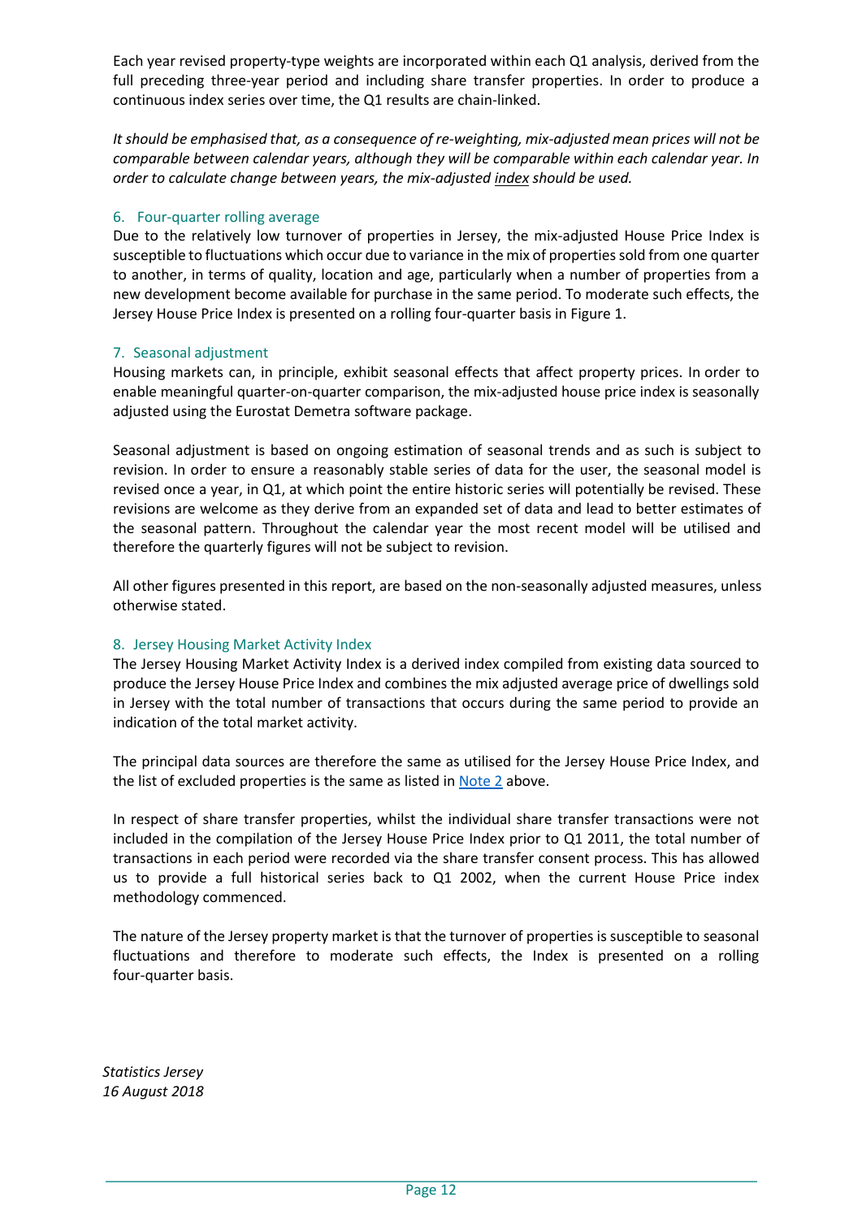Each year revised property-type weights are incorporated within each Q1 analysis, derived from the full preceding three-year period and including share transfer properties. In order to produce a continuous index series over time, the Q1 results are chain-linked.

*It should be emphasised that, as a consequence of re-weighting, mix-adjusted mean prices will not be comparable between calendar years, although they will be comparable within each calendar year. In order to calculate change between years, the mix-adjusted index should be used.*

### 6. Four-quarter rolling average

Due to the relatively low turnover of properties in Jersey, the mix-adjusted House Price Index is susceptible to fluctuations which occur due to variance in the mix of properties sold from one quarter to another, in terms of quality, location and age, particularly when a number of properties from a new development become available for purchase in the same period. To moderate such effects, the Jersey House Price Index is presented on a rolling four-quarter basis in Figure 1.

### 7. Seasonal adjustment

Housing markets can, in principle, exhibit seasonal effects that affect property prices. In order to enable meaningful quarter-on-quarter comparison, the mix-adjusted house price index is seasonally adjusted using the Eurostat Demetra software package.

Seasonal adjustment is based on ongoing estimation of seasonal trends and as such is subject to revision. In order to ensure a reasonably stable series of data for the user, the seasonal model is revised once a year, in Q1, at which point the entire historic series will potentially be revised. These revisions are welcome as they derive from an expanded set of data and lead to better estimates of the seasonal pattern. Throughout the calendar year the most recent model will be utilised and therefore the quarterly figures will not be subject to revision.

All other figures presented in this report, are based on the non-seasonally adjusted measures, unless otherwise stated.

### 8. Jersey Housing Market Activity Index

The Jersey Housing Market Activity Index is a derived index compiled from existing data sourced to produce the Jersey House Price Index and combines the mix adjusted average price of dwellings sold in Jersey with the total number of transactions that occurs during the same period to provide an indication of the total market activity.

The principal data sources are therefore the same as utilised for the Jersey House Price Index, and the list of excluded properties is the same as listed in Note 2 above.

In respect of share transfer properties, whilst the individual share transfer transactions were not included in the compilation of the Jersey House Price Index prior to Q1 2011, the total number of transactions in each period were recorded via the share transfer consent process. This has allowed us to provide a full historical series back to Q1 2002, when the current House Price index methodology commenced.

The nature of the Jersey property market is that the turnover of properties is susceptible to seasonal fluctuations and therefore to moderate such effects, the Index is presented on a rolling four-quarter basis.

*Statistics Jersey*
*16 August 2018*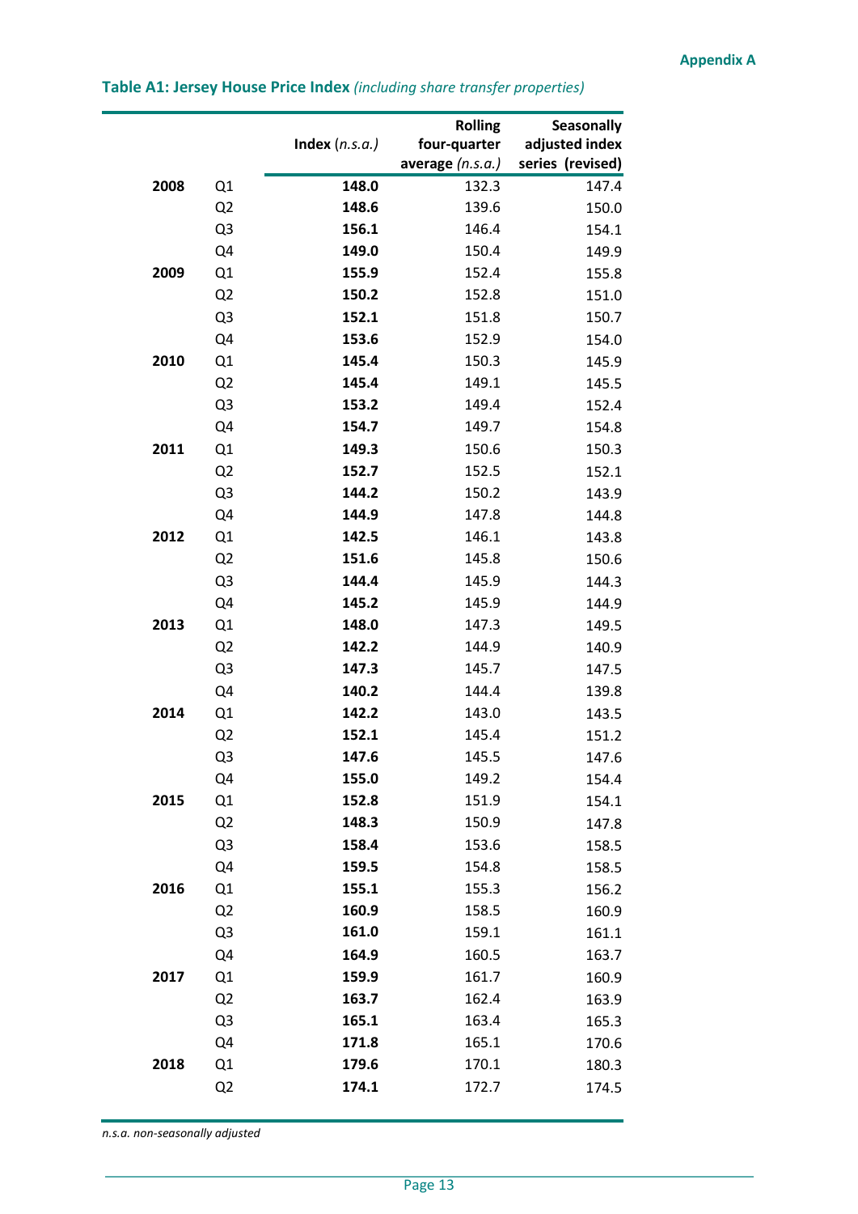Appendix A

## Table A1: Jersey House Price Index *(including share transfer properties)*

| | | Index *(n.s.a.)* | Rolling four-quarter average *(n.s.a.)* | Seasonally adjusted index series (revised) |
|---|---|---|---|---|
| **2008** | Q1 | **148.0** | 132.3 | 147.4 |
| | Q2 | **148.6** | 139.6 | 150.0 |
| | Q3 | **156.1** | 146.4 | 154.1 |
| | Q4 | **149.0** | 150.4 | 149.9 |
| **2009** | Q1 | **155.9** | 152.4 | 155.8 |
| | Q2 | **150.2** | 152.8 | 151.0 |
| | Q3 | **152.1** | 151.8 | 150.7 |
| | Q4 | **153.6** | 152.9 | 154.0 |
| **2010** | Q1 | **145.4** | 150.3 | 145.9 |
| | Q2 | **145.4** | 149.1 | 145.5 |
| | Q3 | **153.2** | 149.4 | 152.4 |
| | Q4 | **154.7** | 149.7 | 154.8 |
| **2011** | Q1 | **149.3** | 150.6 | 150.3 |
| | Q2 | **152.7** | 152.5 | 152.1 |
| | Q3 | **144.2** | 150.2 | 143.9 |
| | Q4 | **144.9** | 147.8 | 144.8 |
| **2012** | Q1 | **142.5** | 146.1 | 143.8 |
| | Q2 | **151.6** | 145.8 | 150.6 |
| | Q3 | **144.4** | 145.9 | 144.3 |
| | Q4 | **145.2** | 145.9 | 144.9 |
| **2013** | Q1 | **148.0** | 147.3 | 149.5 |
| | Q2 | **142.2** | 144.9 | 140.9 |
| | Q3 | **147.3** | 145.7 | 147.5 |
| | Q4 | **140.2** | 144.4 | 139.8 |
| **2014** | Q1 | **142.2** | 143.0 | 143.5 |
| | Q2 | **152.1** | 145.4 | 151.2 |
| | Q3 | **147.6** | 145.5 | 147.6 |
| | Q4 | **155.0** | 149.2 | 154.4 |
| **2015** | Q1 | **152.8** | 151.9 | 154.1 |
| | Q2 | **148.3** | 150.9 | 147.8 |
| | Q3 | **158.4** | 153.6 | 158.5 |
| | Q4 | **159.5** | 154.8 | 158.5 |
| **2016** | Q1 | **155.1** | 155.3 | 156.2 |
| | Q2 | **160.9** | 158.5 | 160.9 |
| | Q3 | **161.0** | 159.1 | 161.1 |
| | Q4 | **164.9** | 160.5 | 163.7 |
| **2017** | Q1 | **159.9** | 161.7 | 160.9 |
| | Q2 | **163.7** | 162.4 | 163.9 |
| | Q3 | **165.1** | 163.4 | 165.3 |
| | Q4 | **171.8** | 165.1 | 170.6 |
| **2018** | Q1 | **179.6** | 170.1 | 180.3 |
| | Q2 | **174.1** | 172.7 | 174.5 |

*n.s.a. non-seasonally adjusted*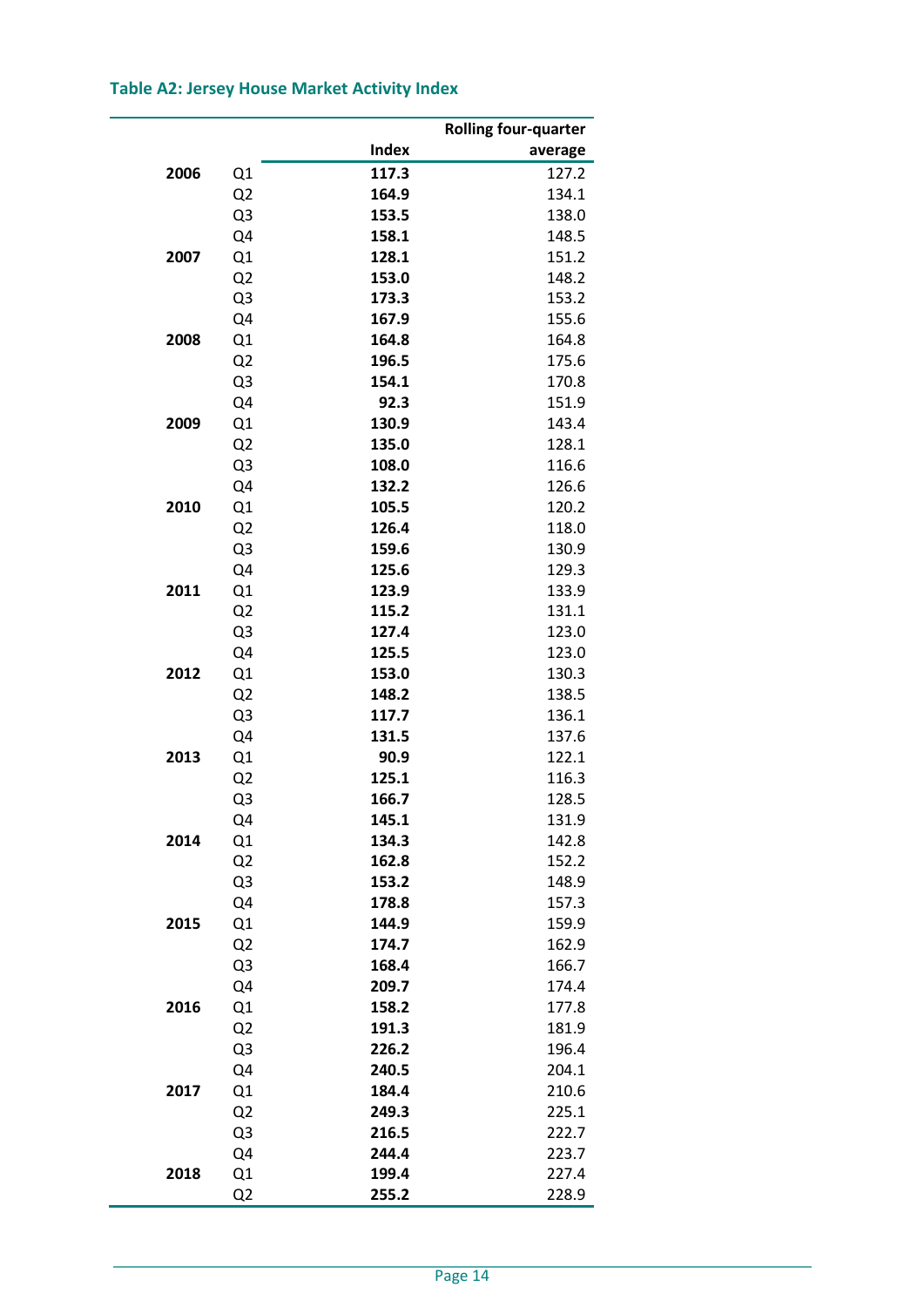### Table A2: Jersey House Market Activity Index

| | | Index | Rolling four-quarter average |
|---|---|---|---|
| **2006** | Q1 | **117.3** | 127.2 |
| | Q2 | **164.9** | 134.1 |
| | Q3 | **153.5** | 138.0 |
| | Q4 | **158.1** | 148.5 |
| **2007** | Q1 | **128.1** | 151.2 |
| | Q2 | **153.0** | 148.2 |
| | Q3 | **173.3** | 153.2 |
| | Q4 | **167.9** | 155.6 |
| **2008** | Q1 | **164.8** | 164.8 |
| | Q2 | **196.5** | 175.6 |
| | Q3 | **154.1** | 170.8 |
| | Q4 | **92.3** | 151.9 |
| **2009** | Q1 | **130.9** | 143.4 |
| | Q2 | **135.0** | 128.1 |
| | Q3 | **108.0** | 116.6 |
| | Q4 | **132.2** | 126.6 |
| **2010** | Q1 | **105.5** | 120.2 |
| | Q2 | **126.4** | 118.0 |
| | Q3 | **159.6** | 130.9 |
| | Q4 | **125.6** | 129.3 |
| **2011** | Q1 | **123.9** | 133.9 |
| | Q2 | **115.2** | 131.1 |
| | Q3 | **127.4** | 123.0 |
| | Q4 | **125.5** | 123.0 |
| **2012** | Q1 | **153.0** | 130.3 |
| | Q2 | **148.2** | 138.5 |
| | Q3 | **117.7** | 136.1 |
| | Q4 | **131.5** | 137.6 |
| **2013** | Q1 | **90.9** | 122.1 |
| | Q2 | **125.1** | 116.3 |
| | Q3 | **166.7** | 128.5 |
| | Q4 | **145.1** | 131.9 |
| **2014** | Q1 | **134.3** | 142.8 |
| | Q2 | **162.8** | 152.2 |
| | Q3 | **153.2** | 148.9 |
| | Q4 | **178.8** | 157.3 |
| **2015** | Q1 | **144.9** | 159.9 |
| | Q2 | **174.7** | 162.9 |
| | Q3 | **168.4** | 166.7 |
| | Q4 | **209.7** | 174.4 |
| **2016** | Q1 | **158.2** | 177.8 |
| | Q2 | **191.3** | 181.9 |
| | Q3 | **226.2** | 196.4 |
| | Q4 | **240.5** | 204.1 |
| **2017** | Q1 | **184.4** | 210.6 |
| | Q2 | **249.3** | 225.1 |
| | Q3 | **216.5** | 222.7 |
| | Q4 | **244.4** | 223.7 |
| **2018** | Q1 | **199.4** | 227.4 |
| | Q2 | **255.2** | 228.9 |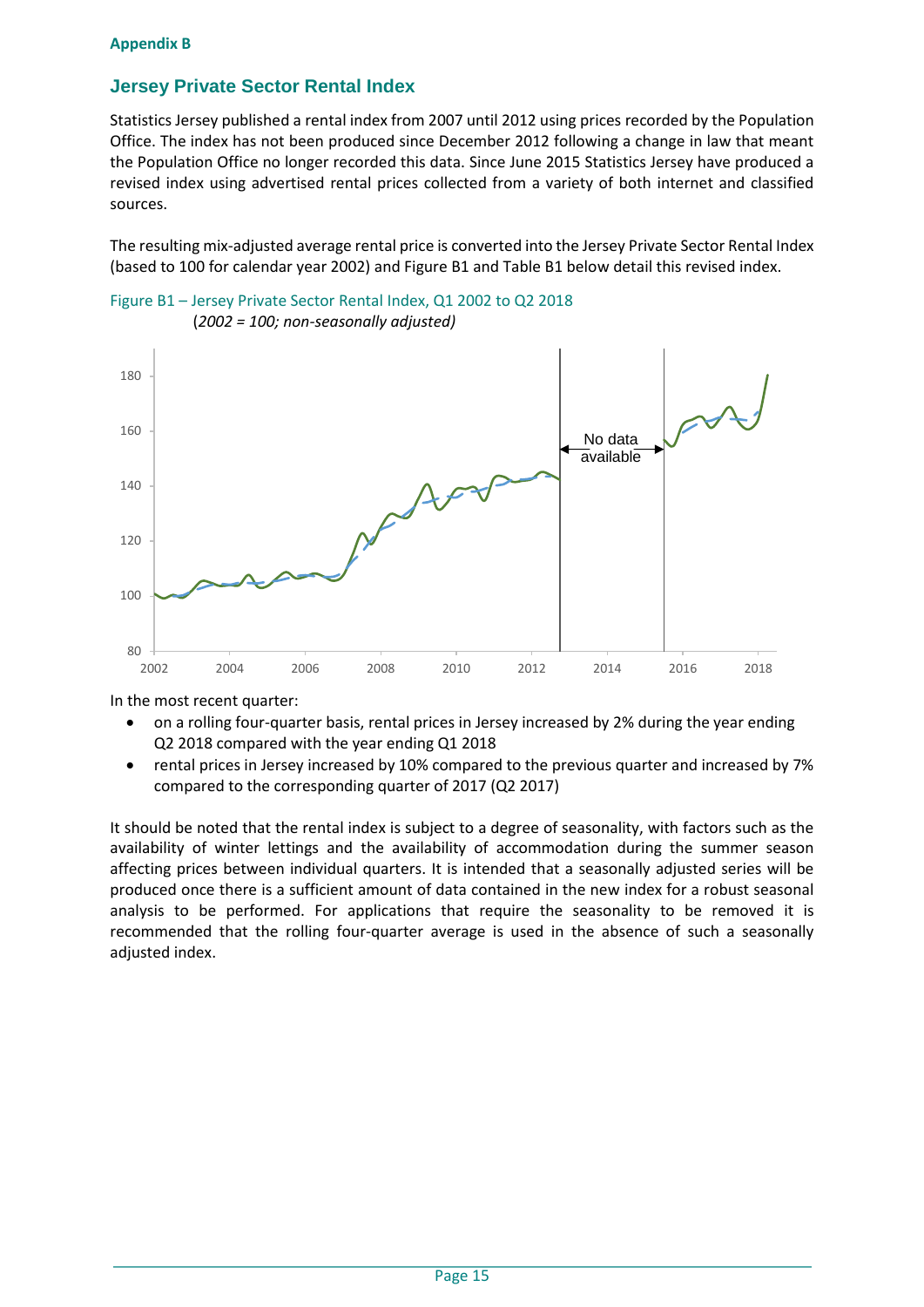**Appendix B**

## Jersey Private Sector Rental Index

Statistics Jersey published a rental index from 2007 until 2012 using prices recorded by the Population Office. The index has not been produced since December 2012 following a change in law that meant the Population Office no longer recorded this data. Since June 2015 Statistics Jersey have produced a revised index using advertised rental prices collected from a variety of both internet and classified sources.

The resulting mix-adjusted average rental price is converted into the Jersey Private Sector Rental Index (based to 100 for calendar year 2002) and Figure B1 and Table B1 below detail this revised index.

Figure B1 – Jersey Private Sector Rental Index, Q1 2002 to Q2 2018
(*2002 = 100; non-seasonally adjusted)*

In the most recent quarter:

- on a rolling four-quarter basis, rental prices in Jersey increased by 2% during the year ending Q2 2018 compared with the year ending Q1 2018
- rental prices in Jersey increased by 10% compared to the previous quarter and increased by 7% compared to the corresponding quarter of 2017 (Q2 2017)

It should be noted that the rental index is subject to a degree of seasonality, with factors such as the availability of winter lettings and the availability of accommodation during the summer season affecting prices between individual quarters. It is intended that a seasonally adjusted series will be produced once there is a sufficient amount of data contained in the new index for a robust seasonal analysis to be performed. For applications that require the seasonality to be removed it is recommended that the rolling four-quarter average is used in the absence of such a seasonally adjusted index.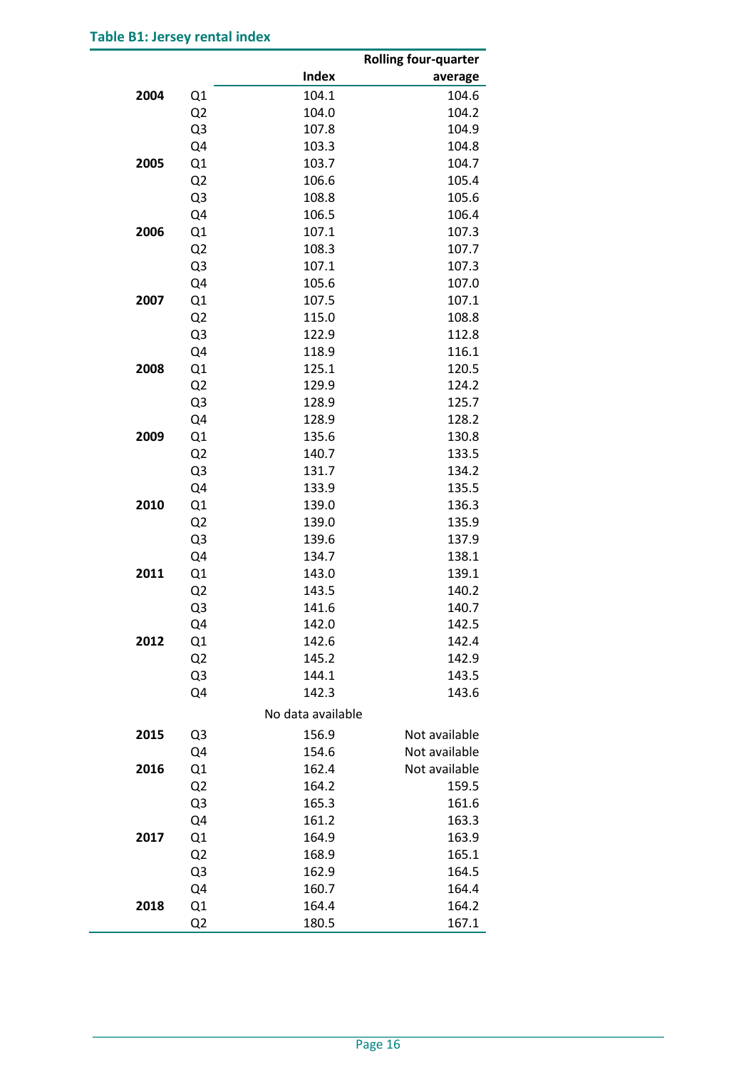**Table B1: Jersey rental index**

| | | Index | Rolling four-quarter average |
|---|---|---|---|
| **2004** | Q1 | 104.1 | 104.6 |
| | Q2 | 104.0 | 104.2 |
| | Q3 | 107.8 | 104.9 |
| | Q4 | 103.3 | 104.8 |
| **2005** | Q1 | 103.7 | 104.7 |
| | Q2 | 106.6 | 105.4 |
| | Q3 | 108.8 | 105.6 |
| | Q4 | 106.5 | 106.4 |
| **2006** | Q1 | 107.1 | 107.3 |
| | Q2 | 108.3 | 107.7 |
| | Q3 | 107.1 | 107.3 |
| | Q4 | 105.6 | 107.0 |
| **2007** | Q1 | 107.5 | 107.1 |
| | Q2 | 115.0 | 108.8 |
| | Q3 | 122.9 | 112.8 |
| | Q4 | 118.9 | 116.1 |
| **2008** | Q1 | 125.1 | 120.5 |
| | Q2 | 129.9 | 124.2 |
| | Q3 | 128.9 | 125.7 |
| | Q4 | 128.9 | 128.2 |
| **2009** | Q1 | 135.6 | 130.8 |
| | Q2 | 140.7 | 133.5 |
| | Q3 | 131.7 | 134.2 |
| | Q4 | 133.9 | 135.5 |
| **2010** | Q1 | 139.0 | 136.3 |
| | Q2 | 139.0 | 135.9 |
| | Q3 | 139.6 | 137.9 |
| | Q4 | 134.7 | 138.1 |
| **2011** | Q1 | 143.0 | 139.1 |
| | Q2 | 143.5 | 140.2 |
| | Q3 | 141.6 | 140.7 |
| | Q4 | 142.0 | 142.5 |
| **2012** | Q1 | 142.6 | 142.4 |
| | Q2 | 145.2 | 142.9 |
| | Q3 | 144.1 | 143.5 |
| | Q4 | 142.3 | 143.6 |
| | | No data available | |
| **2015** | Q3 | 156.9 | Not available |
| | Q4 | 154.6 | Not available |
| **2016** | Q1 | 162.4 | Not available |
| | Q2 | 164.2 | 159.5 |
| | Q3 | 165.3 | 161.6 |
| | Q4 | 161.2 | 163.3 |
| **2017** | Q1 | 164.9 | 163.9 |
| | Q2 | 168.9 | 165.1 |
| | Q3 | 162.9 | 164.5 |
| | Q4 | 160.7 | 164.4 |
| **2018** | Q1 | 164.4 | 164.2 |
| | Q2 | 180.5 | 167.1 |